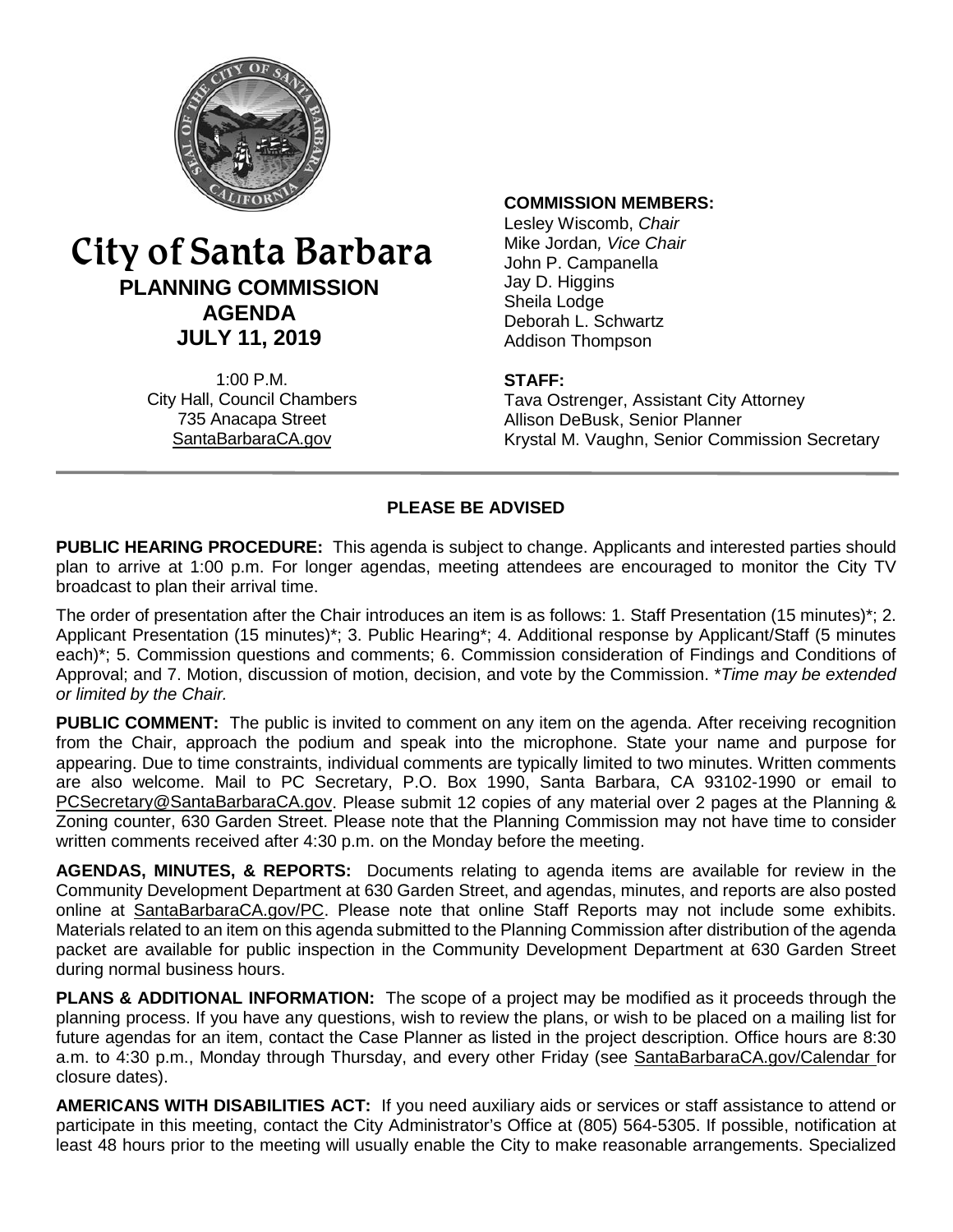# City of Santa Barbara

## PLANNING COMMISSION AGENDA JULY 11, 2019

1:00 P.M.
City Hall, Council Chambers
735 Anacapa Street
SantaBarbaraCA.gov

**COMMISSION MEMBERS:**

Lesley Wiscomb, *Chair*
Mike Jordan*, Vice Chair*
John P. Campanella
Jay D. Higgins
Sheila Lodge
Deborah L. Schwartz
Addison Thompson

**STAFF:**

Tava Ostrenger, Assistant City Attorney
Allison DeBusk, Senior Planner
Krystal M. Vaughn, Senior Commission Secretary

---

**PLEASE BE ADVISED**

**PUBLIC HEARING PROCEDURE:** This agenda is subject to change. Applicants and interested parties should plan to arrive at 1:00 p.m. For longer agendas, meeting attendees are encouraged to monitor the City TV broadcast to plan their arrival time.

The order of presentation after the Chair introduces an item is as follows: 1. Staff Presentation (15 minutes)*; 2. Applicant Presentation (15 minutes)*; 3. Public Hearing*; 4. Additional response by Applicant/Staff (5 minutes each)*; 5. Commission questions and comments; 6. Commission consideration of Findings and Conditions of Approval; and 7. Motion, discussion of motion, decision, and vote by the Commission. **Time may be extended or limited by the Chair.*

**PUBLIC COMMENT:** The public is invited to comment on any item on the agenda. After receiving recognition from the Chair, approach the podium and speak into the microphone. State your name and purpose for appearing. Due to time constraints, individual comments are typically limited to two minutes. Written comments are also welcome. Mail to PC Secretary, P.O. Box 1990, Santa Barbara, CA 93102-1990 or email to PCSecretary@SantaBarbaraCA.gov. Please submit 12 copies of any material over 2 pages at the Planning & Zoning counter, 630 Garden Street. Please note that the Planning Commission may not have time to consider written comments received after 4:30 p.m. on the Monday before the meeting.

**AGENDAS, MINUTES, & REPORTS:** Documents relating to agenda items are available for review in the Community Development Department at 630 Garden Street, and agendas, minutes, and reports are also posted online at SantaBarbaraCA.gov/PC. Please note that online Staff Reports may not include some exhibits. Materials related to an item on this agenda submitted to the Planning Commission after distribution of the agenda packet are available for public inspection in the Community Development Department at 630 Garden Street during normal business hours.

**PLANS & ADDITIONAL INFORMATION:** The scope of a project may be modified as it proceeds through the planning process. If you have any questions, wish to review the plans, or wish to be placed on a mailing list for future agendas for an item, contact the Case Planner as listed in the project description. Office hours are 8:30 a.m. to 4:30 p.m., Monday through Thursday, and every other Friday (see SantaBarbaraCA.gov/Calendar for closure dates).

**AMERICANS WITH DISABILITIES ACT:** If you need auxiliary aids or services or staff assistance to attend or participate in this meeting, contact the City Administrator's Office at (805) 564-5305. If possible, notification at least 48 hours prior to the meeting will usually enable the City to make reasonable arrangements. Specialized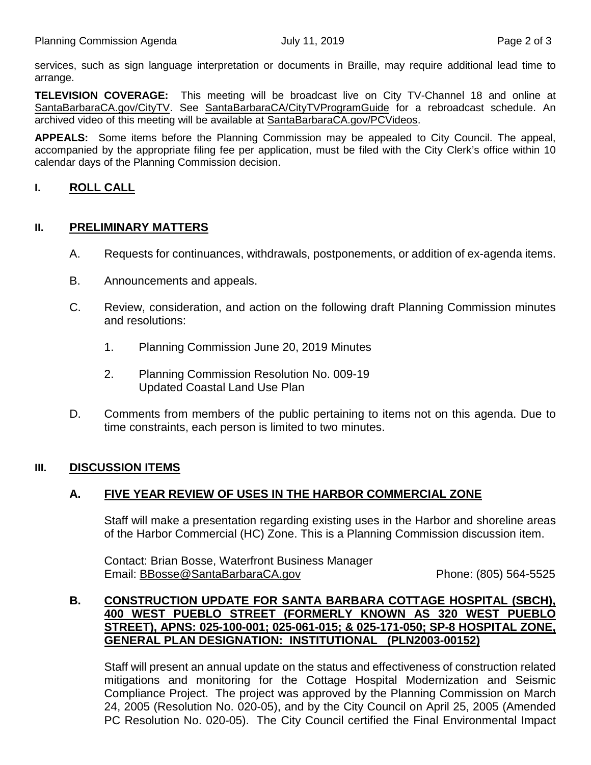services, such as sign language interpretation or documents in Braille, may require additional lead time to arrange.

**TELEVISION COVERAGE:** This meeting will be broadcast live on City TV-Channel 18 and online at SantaBarbaraCA.gov/CityTV. See SantaBarbaraCA/CityTVProgramGuide for a rebroadcast schedule. An archived video of this meeting will be available at SantaBarbaraCA.gov/PCVideos.

**APPEALS:** Some items before the Planning Commission may be appealed to City Council. The appeal, accompanied by the appropriate filing fee per application, must be filed with the City Clerk's office within 10 calendar days of the Planning Commission decision.

## I. ROLL CALL

## II. PRELIMINARY MATTERS

A. Requests for continuances, withdrawals, postponements, or addition of ex-agenda items.

B. Announcements and appeals.

C. Review, consideration, and action on the following draft Planning Commission minutes and resolutions:

1. Planning Commission June 20, 2019 Minutes

2. Planning Commission Resolution No. 009-19
   Updated Coastal Land Use Plan

D. Comments from members of the public pertaining to items not on this agenda. Due to time constraints, each person is limited to two minutes.

## III. DISCUSSION ITEMS

### A. FIVE YEAR REVIEW OF USES IN THE HARBOR COMMERCIAL ZONE

Staff will make a presentation regarding existing uses in the Harbor and shoreline areas of the Harbor Commercial (HC) Zone. This is a Planning Commission discussion item.

Contact: Brian Bosse, Waterfront Business Manager
Email: BBosse@SantaBarbaraCA.gov Phone: (805) 564-5525

### B. CONSTRUCTION UPDATE FOR SANTA BARBARA COTTAGE HOSPITAL (SBCH), 400 WEST PUEBLO STREET (FORMERLY KNOWN AS 320 WEST PUEBLO STREET), APNS: 025-100-001; 025-061-015; & 025-171-050; SP-8 HOSPITAL ZONE, GENERAL PLAN DESIGNATION: INSTITUTIONAL (PLN2003-00152)

Staff will present an annual update on the status and effectiveness of construction related mitigations and monitoring for the Cottage Hospital Modernization and Seismic Compliance Project. The project was approved by the Planning Commission on March 24, 2005 (Resolution No. 020-05), and by the City Council on April 25, 2005 (Amended PC Resolution No. 020-05). The City Council certified the Final Environmental Impact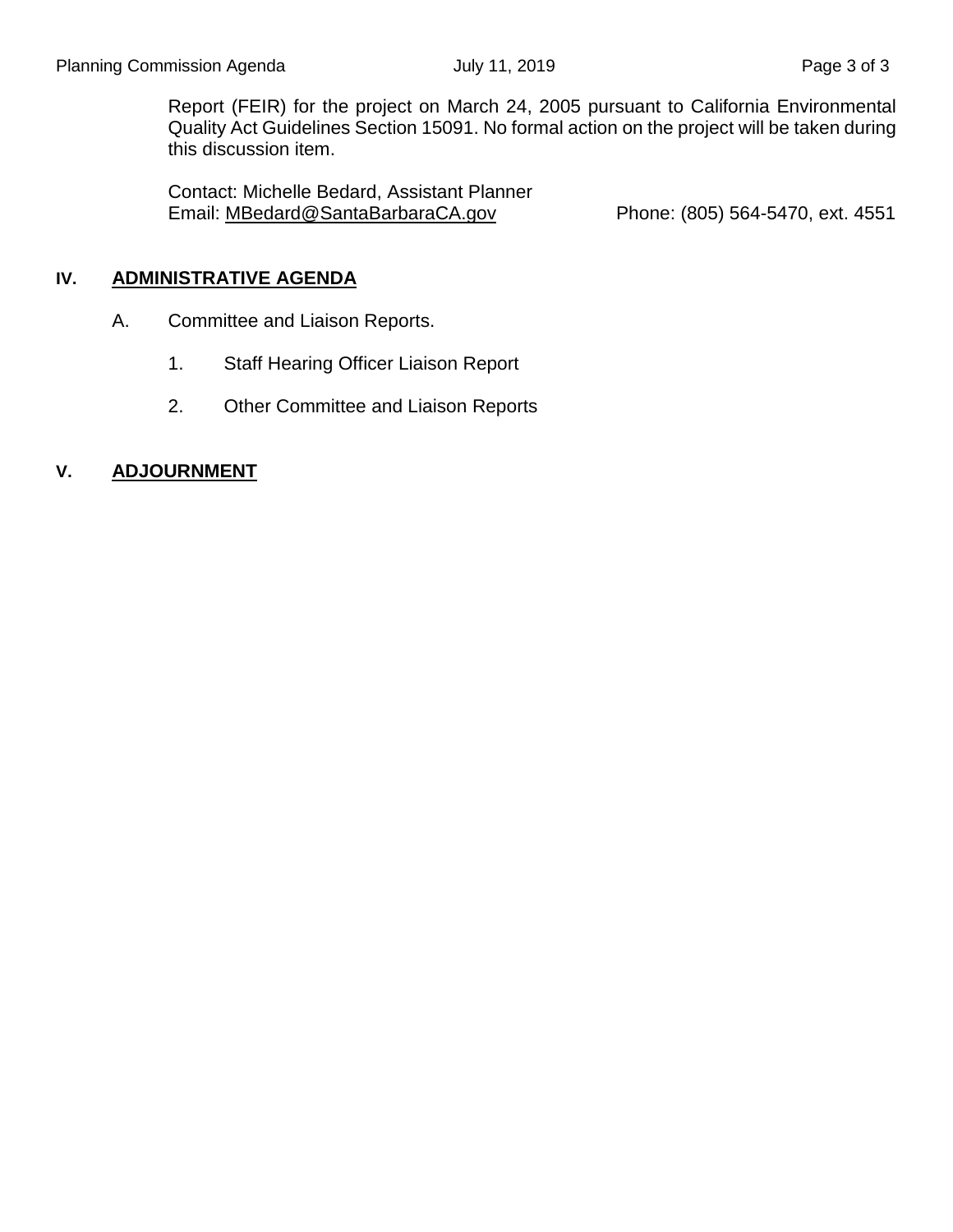Report (FEIR) for the project on March 24, 2005 pursuant to California Environmental Quality Act Guidelines Section 15091. No formal action on the project will be taken during this discussion item.

Contact: Michelle Bedard, Assistant Planner
Email: MBedard@SantaBarbaraCA.gov Phone: (805) 564-5470, ext. 4551

## IV. ADMINISTRATIVE AGENDA

A. Committee and Liaison Reports.

1. Staff Hearing Officer Liaison Report

2. Other Committee and Liaison Reports

## V. ADJOURNMENT